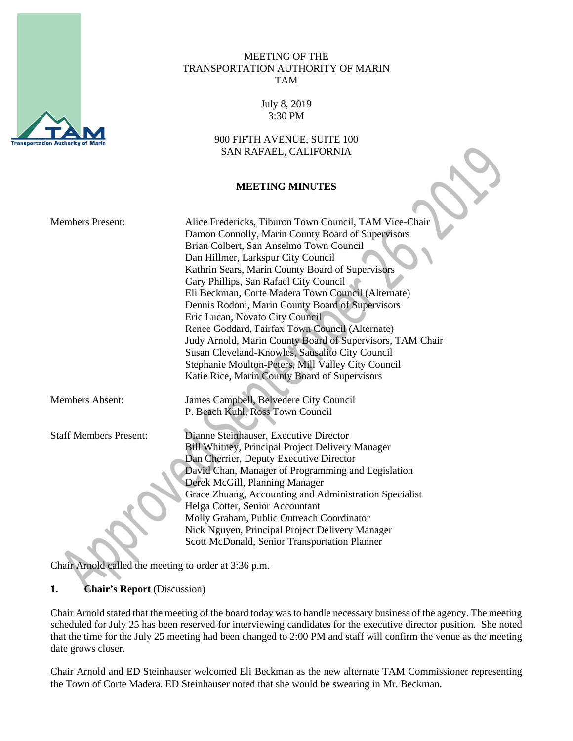MEETING OF THE
TRANSPORTATION AUTHORITY OF MARIN
TAM

July 8, 2019
3:30 PM

900 FIFTH AVENUE, SUITE 100
SAN RAFAEL, CALIFORNIA

**MEETING MINUTES**

Approved September 26, 2019

| | |
|---|---|
| Members Present: | Alice Fredericks, Tiburon Town Council, TAM Vice-Chair |
| | Damon Connolly, Marin County Board of Supervisors |
| | Brian Colbert, San Anselmo Town Council |
| | Dan Hillmer, Larkspur City Council |
| | Kathrin Sears, Marin County Board of Supervisors |
| | Gary Phillips, San Rafael City Council |
| | Eli Beckman, Corte Madera Town Council (Alternate) |
| | Dennis Rodoni, Marin County Board of Supervisors |
| | Eric Lucan, Novato City Council |
| | Renee Goddard, Fairfax Town Council (Alternate) |
| | Judy Arnold, Marin County Board of Supervisors, TAM Chair |
| | Susan Cleveland-Knowles, Sausalito City Council |
| | Stephanie Moulton-Peters, Mill Valley City Council |
| | Katie Rice, Marin County Board of Supervisors |
| Members Absent: | James Campbell, Belvedere City Council |
| | P. Beach Kuhl, Ross Town Council |
| Staff Members Present: | Dianne Steinhauser, Executive Director |
| | Bill Whitney, Principal Project Delivery Manager |
| | Dan Cherrier, Deputy Executive Director |
| | David Chan, Manager of Programming and Legislation |
| | Derek McGill, Planning Manager |
| | Grace Zhuang, Accounting and Administration Specialist |
| | Helga Cotter, Senior Accountant |
| | Molly Graham, Public Outreach Coordinator |
| | Nick Nguyen, Principal Project Delivery Manager |
| | Scott McDonald, Senior Transportation Planner |

Chair Arnold called the meeting to order at 3:36 p.m.

**1. Chair's Report** (Discussion)

Chair Arnold stated that the meeting of the board today was to handle necessary business of the agency. The meeting scheduled for July 25 has been reserved for interviewing candidates for the executive director position. She noted that the time for the July 25 meeting had been changed to 2:00 PM and staff will confirm the venue as the meeting date grows closer.

Chair Arnold and ED Steinhauser welcomed Eli Beckman as the new alternate TAM Commissioner representing the Town of Corte Madera. ED Steinhauser noted that she would be swearing in Mr. Beckman.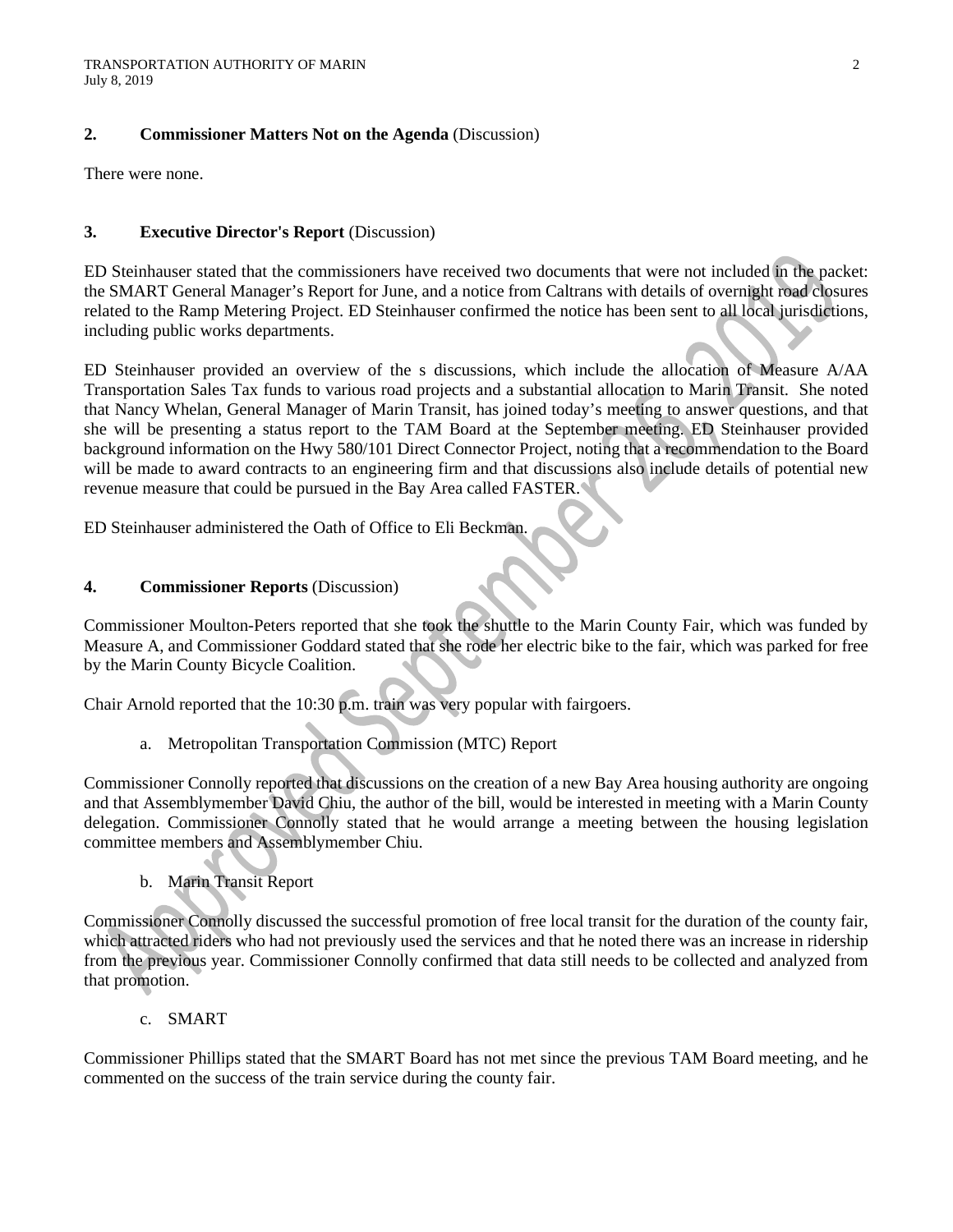## 2. Commissioner Matters Not on the Agenda (Discussion)

There were none.

## 3. Executive Director's Report (Discussion)

ED Steinhauser stated that the commissioners have received two documents that were not included in the packet: the SMART General Manager's Report for June, and a notice from Caltrans with details of overnight road closures related to the Ramp Metering Project. ED Steinhauser confirmed the notice has been sent to all local jurisdictions, including public works departments.

ED Steinhauser provided an overview of the s discussions, which include the allocation of Measure A/AA Transportation Sales Tax funds to various road projects and a substantial allocation to Marin Transit. She noted that Nancy Whelan, General Manager of Marin Transit, has joined today's meeting to answer questions, and that she will be presenting a status report to the TAM Board at the September meeting. ED Steinhauser provided background information on the Hwy 580/101 Direct Connector Project, noting that a recommendation to the Board will be made to award contracts to an engineering firm and that discussions also include details of potential new revenue measure that could be pursued in the Bay Area called FASTER.

ED Steinhauser administered the Oath of Office to Eli Beckman.

## 4. Commissioner Reports (Discussion)

Commissioner Moulton-Peters reported that she took the shuttle to the Marin County Fair, which was funded by Measure A, and Commissioner Goddard stated that she rode her electric bike to the fair, which was parked for free by the Marin County Bicycle Coalition.

Chair Arnold reported that the 10:30 p.m. train was very popular with fairgoers.

a. Metropolitan Transportation Commission (MTC) Report

Commissioner Connolly reported that discussions on the creation of a new Bay Area housing authority are ongoing and that Assemblymember David Chiu, the author of the bill, would be interested in meeting with a Marin County delegation. Commissioner Connolly stated that he would arrange a meeting between the housing legislation committee members and Assemblymember Chiu.

b. Marin Transit Report

Commissioner Connolly discussed the successful promotion of free local transit for the duration of the county fair, which attracted riders who had not previously used the services and that he noted there was an increase in ridership from the previous year. Commissioner Connolly confirmed that data still needs to be collected and analyzed from that promotion.

c. SMART

Commissioner Phillips stated that the SMART Board has not met since the previous TAM Board meeting, and he commented on the success of the train service during the county fair.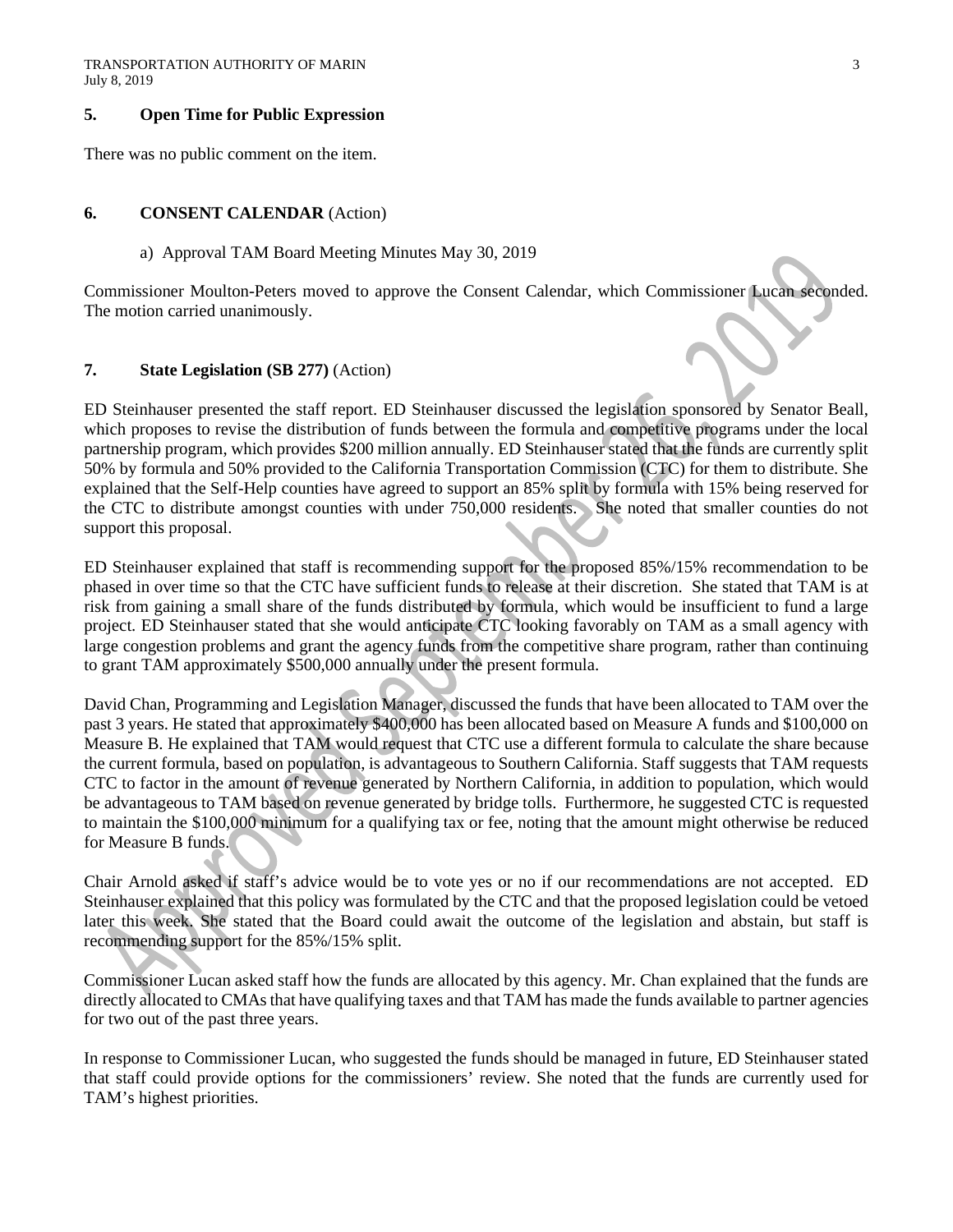## 5. Open Time for Public Expression

There was no public comment on the item.

## 6. CONSENT CALENDAR (Action)

a) Approval TAM Board Meeting Minutes May 30, 2019

Commissioner Moulton-Peters moved to approve the Consent Calendar, which Commissioner Lucan seconded. The motion carried unanimously.

## 7. State Legislation (SB 277) (Action)

ED Steinhauser presented the staff report. ED Steinhauser discussed the legislation sponsored by Senator Beall, which proposes to revise the distribution of funds between the formula and competitive programs under the local partnership program, which provides $200 million annually. ED Steinhauser stated that the funds are currently split 50% by formula and 50% provided to the California Transportation Commission (CTC) for them to distribute. She explained that the Self-Help counties have agreed to support an 85% split by formula with 15% being reserved for the CTC to distribute amongst counties with under 750,000 residents. She noted that smaller counties do not support this proposal.

ED Steinhauser explained that staff is recommending support for the proposed 85%/15% recommendation to be phased in over time so that the CTC have sufficient funds to release at their discretion. She stated that TAM is at risk from gaining a small share of the funds distributed by formula, which would be insufficient to fund a large project. ED Steinhauser stated that she would anticipate CTC looking favorably on TAM as a small agency with large congestion problems and grant the agency funds from the competitive share program, rather than continuing to grant TAM approximately $500,000 annually under the present formula.

David Chan, Programming and Legislation Manager, discussed the funds that have been allocated to TAM over the past 3 years. He stated that approximately $400,000 has been allocated based on Measure A funds and $100,000 on Measure B. He explained that TAM would request that CTC use a different formula to calculate the share because the current formula, based on population, is advantageous to Southern California. Staff suggests that TAM requests CTC to factor in the amount of revenue generated by Northern California, in addition to population, which would be advantageous to TAM based on revenue generated by bridge tolls. Furthermore, he suggested CTC is requested to maintain the $100,000 minimum for a qualifying tax or fee, noting that the amount might otherwise be reduced for Measure B funds.

Chair Arnold asked if staff's advice would be to vote yes or no if our recommendations are not accepted. ED Steinhauser explained that this policy was formulated by the CTC and that the proposed legislation could be vetoed later this week. She stated that the Board could await the outcome of the legislation and abstain, but staff is recommending support for the 85%/15% split.

Commissioner Lucan asked staff how the funds are allocated by this agency. Mr. Chan explained that the funds are directly allocated to CMAs that have qualifying taxes and that TAM has made the funds available to partner agencies for two out of the past three years.

In response to Commissioner Lucan, who suggested the funds should be managed in future, ED Steinhauser stated that staff could provide options for the commissioners' review. She noted that the funds are currently used for TAM's highest priorities.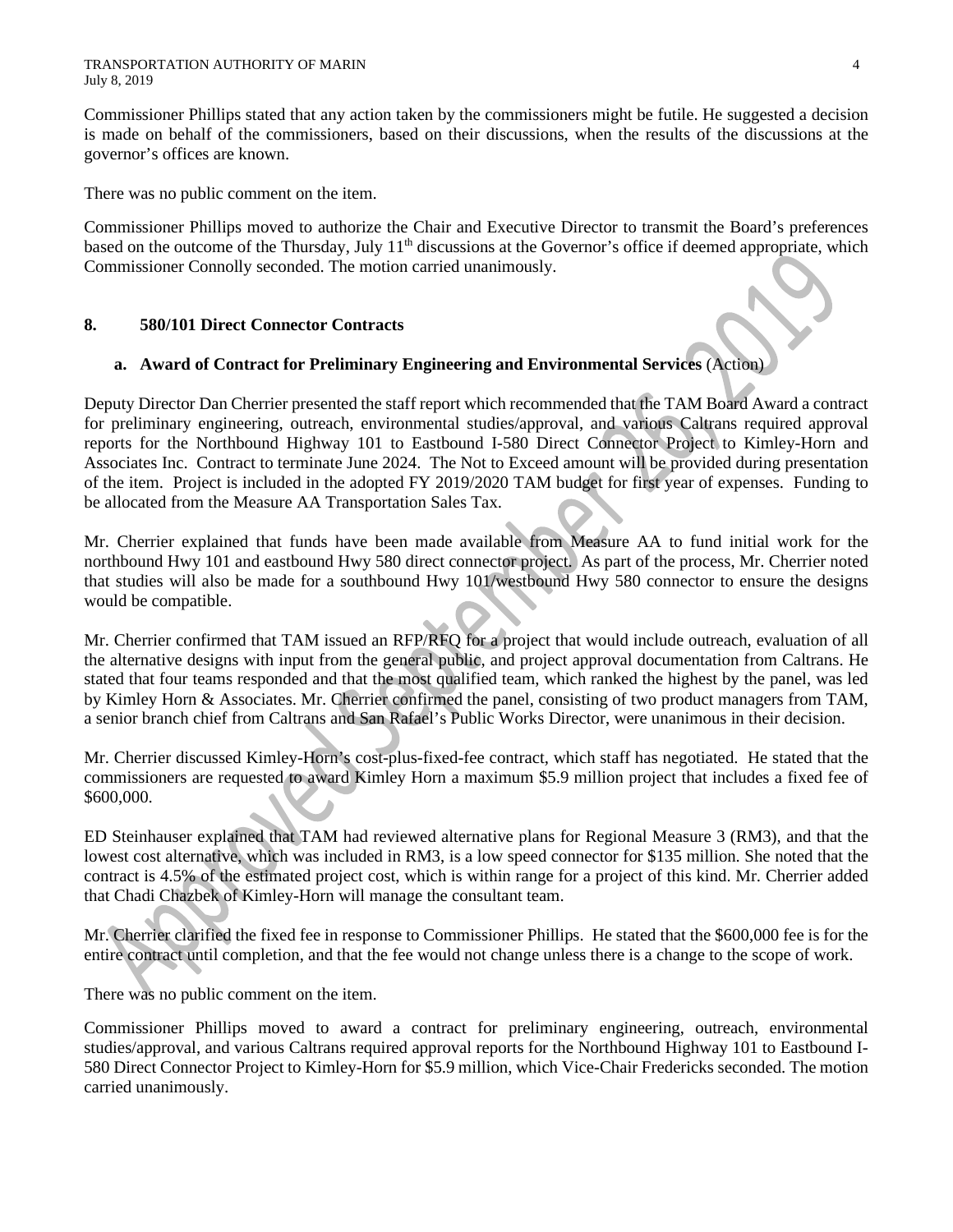Commissioner Phillips stated that any action taken by the commissioners might be futile. He suggested a decision is made on behalf of the commissioners, based on their discussions, when the results of the discussions at the governor's offices are known.

There was no public comment on the item.

Commissioner Phillips moved to authorize the Chair and Executive Director to transmit the Board's preferences based on the outcome of the Thursday, July 11th discussions at the Governor's office if deemed appropriate, which Commissioner Connolly seconded. The motion carried unanimously.

## 8. 580/101 Direct Connector Contracts

### a. Award of Contract for Preliminary Engineering and Environmental Services (Action)

Deputy Director Dan Cherrier presented the staff report which recommended that the TAM Board Award a contract for preliminary engineering, outreach, environmental studies/approval, and various Caltrans required approval reports for the Northbound Highway 101 to Eastbound I-580 Direct Connector Project to Kimley-Horn and Associates Inc. Contract to terminate June 2024. The Not to Exceed amount will be provided during presentation of the item. Project is included in the adopted FY 2019/2020 TAM budget for first year of expenses. Funding to be allocated from the Measure AA Transportation Sales Tax.

Mr. Cherrier explained that funds have been made available from Measure AA to fund initial work for the northbound Hwy 101 and eastbound Hwy 580 direct connector project. As part of the process, Mr. Cherrier noted that studies will also be made for a southbound Hwy 101/westbound Hwy 580 connector to ensure the designs would be compatible.

Mr. Cherrier confirmed that TAM issued an RFP/RFQ for a project that would include outreach, evaluation of all the alternative designs with input from the general public, and project approval documentation from Caltrans. He stated that four teams responded and that the most qualified team, which ranked the highest by the panel, was led by Kimley Horn & Associates. Mr. Cherrier confirmed the panel, consisting of two product managers from TAM, a senior branch chief from Caltrans and San Rafael's Public Works Director, were unanimous in their decision.

Mr. Cherrier discussed Kimley-Horn's cost-plus-fixed-fee contract, which staff has negotiated. He stated that the commissioners are requested to award Kimley Horn a maximum $5.9 million project that includes a fixed fee of $600,000.

ED Steinhauser explained that TAM had reviewed alternative plans for Regional Measure 3 (RM3), and that the lowest cost alternative, which was included in RM3, is a low speed connector for $135 million. She noted that the contract is 4.5% of the estimated project cost, which is within range for a project of this kind. Mr. Cherrier added that Chadi Chazbek of Kimley-Horn will manage the consultant team.

Mr. Cherrier clarified the fixed fee in response to Commissioner Phillips. He stated that the $600,000 fee is for the entire contract until completion, and that the fee would not change unless there is a change to the scope of work.

There was no public comment on the item.

Commissioner Phillips moved to award a contract for preliminary engineering, outreach, environmental studies/approval, and various Caltrans required approval reports for the Northbound Highway 101 to Eastbound I-580 Direct Connector Project to Kimley-Horn for $5.9 million, which Vice-Chair Fredericks seconded. The motion carried unanimously.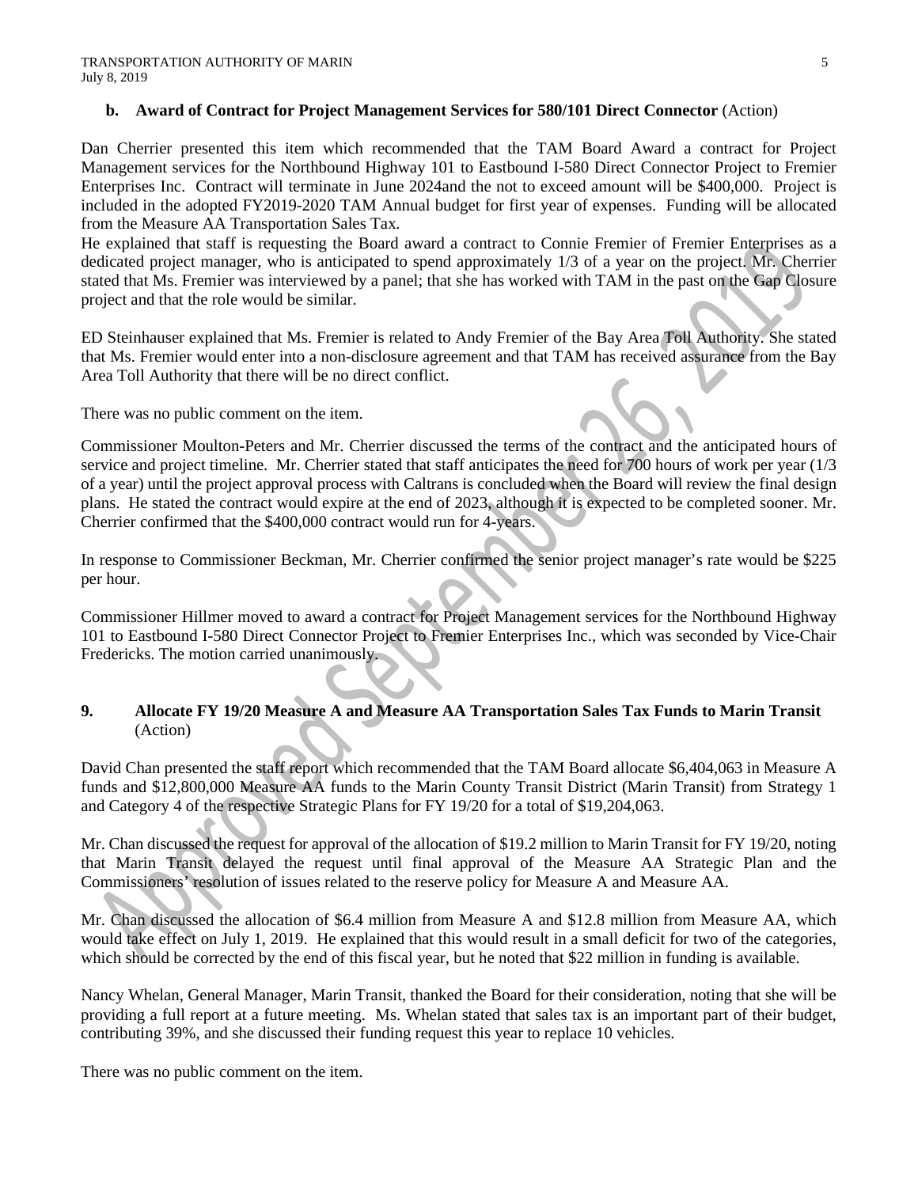**b. Award of Contract for Project Management Services for 580/101 Direct Connector** (Action)

Dan Cherrier presented this item which recommended that the TAM Board Award a contract for Project Management services for the Northbound Highway 101 to Eastbound I-580 Direct Connector Project to Fremier Enterprises Inc. Contract will terminate in June 2024and the not to exceed amount will be $400,000. Project is included in the adopted FY2019-2020 TAM Annual budget for first year of expenses. Funding will be allocated from the Measure AA Transportation Sales Tax.

He explained that staff is requesting the Board award a contract to Connie Fremier of Fremier Enterprises as a dedicated project manager, who is anticipated to spend approximately 1/3 of a year on the project. Mr. Cherrier stated that Ms. Fremier was interviewed by a panel; that she has worked with TAM in the past on the Gap Closure project and that the role would be similar.

ED Steinhauser explained that Ms. Fremier is related to Andy Fremier of the Bay Area Toll Authority. She stated that Ms. Fremier would enter into a non-disclosure agreement and that TAM has received assurance from the Bay Area Toll Authority that there will be no direct conflict.

There was no public comment on the item.

Commissioner Moulton-Peters and Mr. Cherrier discussed the terms of the contract and the anticipated hours of service and project timeline. Mr. Cherrier stated that staff anticipates the need for 700 hours of work per year (1/3 of a year) until the project approval process with Caltrans is concluded when the Board will review the final design plans. He stated the contract would expire at the end of 2023, although it is expected to be completed sooner. Mr. Cherrier confirmed that the $400,000 contract would run for 4-years.

In response to Commissioner Beckman, Mr. Cherrier confirmed the senior project manager's rate would be $225 per hour.

Commissioner Hillmer moved to award a contract for Project Management services for the Northbound Highway 101 to Eastbound I-580 Direct Connector Project to Fremier Enterprises Inc., which was seconded by Vice-Chair Fredericks. The motion carried unanimously.

## 9. Allocate FY 19/20 Measure A and Measure AA Transportation Sales Tax Funds to Marin Transit (Action)

David Chan presented the staff report which recommended that the TAM Board allocate $6,404,063 in Measure A funds and $12,800,000 Measure AA funds to the Marin County Transit District (Marin Transit) from Strategy 1 and Category 4 of the respective Strategic Plans for FY 19/20 for a total of $19,204,063.

Mr. Chan discussed the request for approval of the allocation of $19.2 million to Marin Transit for FY 19/20, noting that Marin Transit delayed the request until final approval of the Measure AA Strategic Plan and the Commissioners' resolution of issues related to the reserve policy for Measure A and Measure AA.

Mr. Chan discussed the allocation of $6.4 million from Measure A and $12.8 million from Measure AA, which would take effect on July 1, 2019. He explained that this would result in a small deficit for two of the categories, which should be corrected by the end of this fiscal year, but he noted that $22 million in funding is available.

Nancy Whelan, General Manager, Marin Transit, thanked the Board for their consideration, noting that she will be providing a full report at a future meeting. Ms. Whelan stated that sales tax is an important part of their budget, contributing 39%, and she discussed their funding request this year to replace 10 vehicles.

There was no public comment on the item.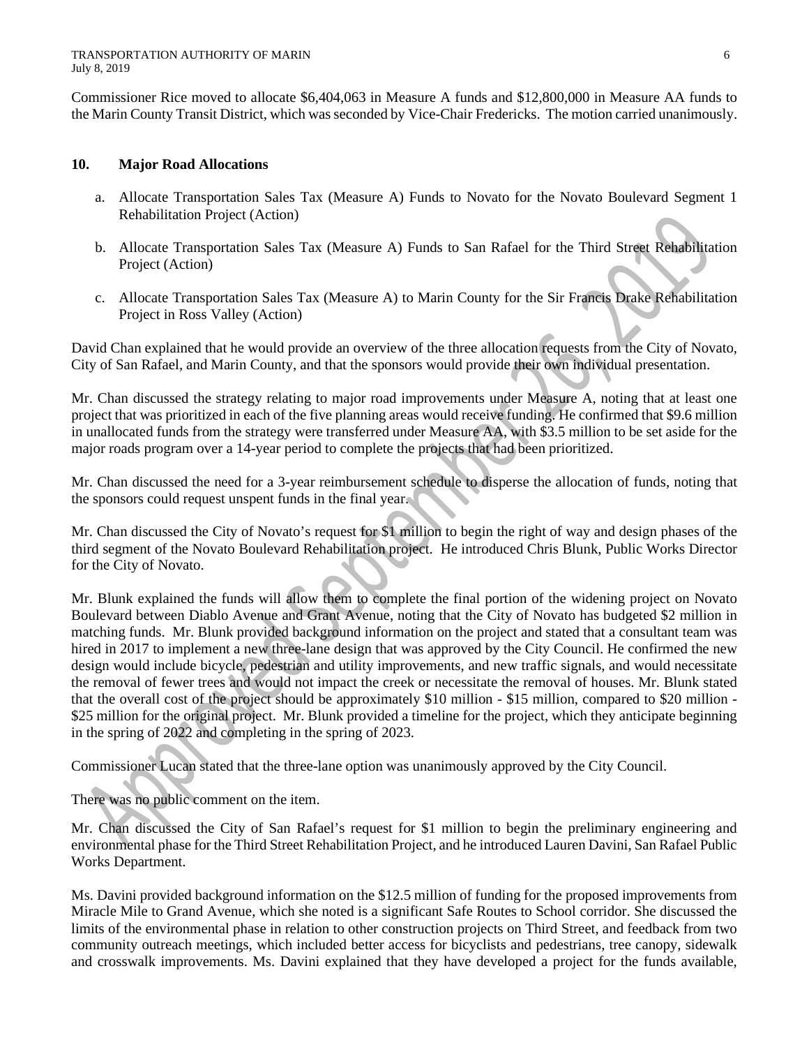Commissioner Rice moved to allocate $6,404,063 in Measure A funds and $12,800,000 in Measure AA funds to the Marin County Transit District, which was seconded by Vice-Chair Fredericks. The motion carried unanimously.

## 10. Major Road Allocations

a. Allocate Transportation Sales Tax (Measure A) Funds to Novato for the Novato Boulevard Segment 1 Rehabilitation Project (Action)

b. Allocate Transportation Sales Tax (Measure A) Funds to San Rafael for the Third Street Rehabilitation Project (Action)

c. Allocate Transportation Sales Tax (Measure A) to Marin County for the Sir Francis Drake Rehabilitation Project in Ross Valley (Action)

David Chan explained that he would provide an overview of the three allocation requests from the City of Novato, City of San Rafael, and Marin County, and that the sponsors would provide their own individual presentation.

Mr. Chan discussed the strategy relating to major road improvements under Measure A, noting that at least one project that was prioritized in each of the five planning areas would receive funding. He confirmed that $9.6 million in unallocated funds from the strategy were transferred under Measure AA, with $3.5 million to be set aside for the major roads program over a 14-year period to complete the projects that had been prioritized.

Mr. Chan discussed the need for a 3-year reimbursement schedule to disperse the allocation of funds, noting that the sponsors could request unspent funds in the final year.

Mr. Chan discussed the City of Novato's request for $1 million to begin the right of way and design phases of the third segment of the Novato Boulevard Rehabilitation project. He introduced Chris Blunk, Public Works Director for the City of Novato.

Mr. Blunk explained the funds will allow them to complete the final portion of the widening project on Novato Boulevard between Diablo Avenue and Grant Avenue, noting that the City of Novato has budgeted $2 million in matching funds. Mr. Blunk provided background information on the project and stated that a consultant team was hired in 2017 to implement a new three-lane design that was approved by the City Council. He confirmed the new design would include bicycle, pedestrian and utility improvements, and new traffic signals, and would necessitate the removal of fewer trees and would not impact the creek or necessitate the removal of houses. Mr. Blunk stated that the overall cost of the project should be approximately $10 million - $15 million, compared to $20 million - $25 million for the original project. Mr. Blunk provided a timeline for the project, which they anticipate beginning in the spring of 2022 and completing in the spring of 2023.

Commissioner Lucan stated that the three-lane option was unanimously approved by the City Council.

There was no public comment on the item.

Mr. Chan discussed the City of San Rafael's request for $1 million to begin the preliminary engineering and environmental phase for the Third Street Rehabilitation Project, and he introduced Lauren Davini, San Rafael Public Works Department.

Ms. Davini provided background information on the $12.5 million of funding for the proposed improvements from Miracle Mile to Grand Avenue, which she noted is a significant Safe Routes to School corridor. She discussed the limits of the environmental phase in relation to other construction projects on Third Street, and feedback from two community outreach meetings, which included better access for bicyclists and pedestrians, tree canopy, sidewalk and crosswalk improvements. Ms. Davini explained that they have developed a project for the funds available,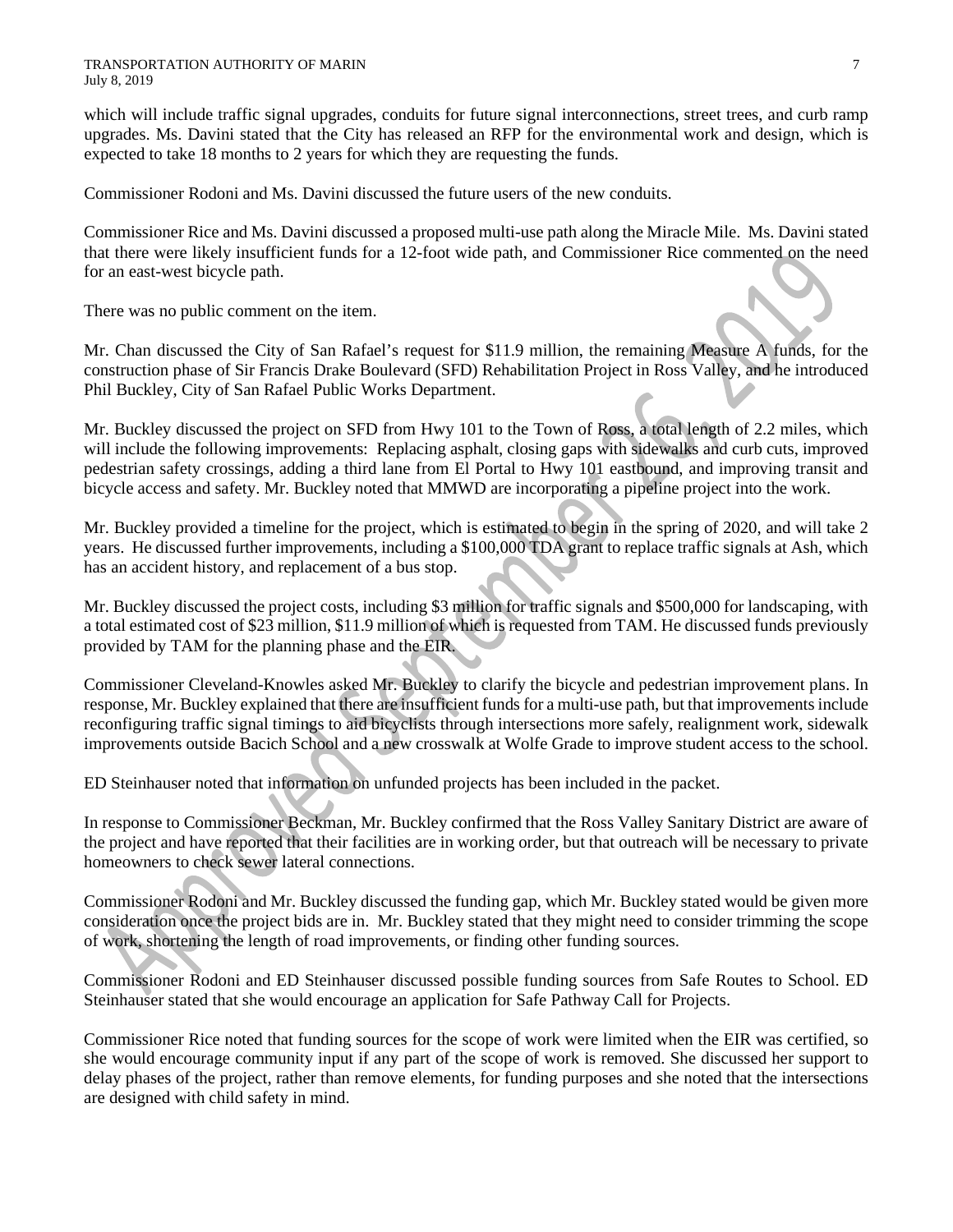which will include traffic signal upgrades, conduits for future signal interconnections, street trees, and curb ramp upgrades. Ms. Davini stated that the City has released an RFP for the environmental work and design, which is expected to take 18 months to 2 years for which they are requesting the funds.

Commissioner Rodoni and Ms. Davini discussed the future users of the new conduits.

Commissioner Rice and Ms. Davini discussed a proposed multi-use path along the Miracle Mile. Ms. Davini stated that there were likely insufficient funds for a 12-foot wide path, and Commissioner Rice commented on the need for an east-west bicycle path.

There was no public comment on the item.

Mr. Chan discussed the City of San Rafael's request for $11.9 million, the remaining Measure A funds, for the construction phase of Sir Francis Drake Boulevard (SFD) Rehabilitation Project in Ross Valley, and he introduced Phil Buckley, City of San Rafael Public Works Department.

Mr. Buckley discussed the project on SFD from Hwy 101 to the Town of Ross, a total length of 2.2 miles, which will include the following improvements: Replacing asphalt, closing gaps with sidewalks and curb cuts, improved pedestrian safety crossings, adding a third lane from El Portal to Hwy 101 eastbound, and improving transit and bicycle access and safety. Mr. Buckley noted that MMWD are incorporating a pipeline project into the work.

Mr. Buckley provided a timeline for the project, which is estimated to begin in the spring of 2020, and will take 2 years. He discussed further improvements, including a $100,000 TDA grant to replace traffic signals at Ash, which has an accident history, and replacement of a bus stop.

Mr. Buckley discussed the project costs, including $3 million for traffic signals and $500,000 for landscaping, with a total estimated cost of $23 million, $11.9 million of which is requested from TAM. He discussed funds previously provided by TAM for the planning phase and the EIR.

Commissioner Cleveland-Knowles asked Mr. Buckley to clarify the bicycle and pedestrian improvement plans. In response, Mr. Buckley explained that there are insufficient funds for a multi-use path, but that improvements include reconfiguring traffic signal timings to aid bicyclists through intersections more safely, realignment work, sidewalk improvements outside Bacich School and a new crosswalk at Wolfe Grade to improve student access to the school.

ED Steinhauser noted that information on unfunded projects has been included in the packet.

In response to Commissioner Beckman, Mr. Buckley confirmed that the Ross Valley Sanitary District are aware of the project and have reported that their facilities are in working order, but that outreach will be necessary to private homeowners to check sewer lateral connections.

Commissioner Rodoni and Mr. Buckley discussed the funding gap, which Mr. Buckley stated would be given more consideration once the project bids are in. Mr. Buckley stated that they might need to consider trimming the scope of work, shortening the length of road improvements, or finding other funding sources.

Commissioner Rodoni and ED Steinhauser discussed possible funding sources from Safe Routes to School. ED Steinhauser stated that she would encourage an application for Safe Pathway Call for Projects.

Commissioner Rice noted that funding sources for the scope of work were limited when the EIR was certified, so she would encourage community input if any part of the scope of work is removed. She discussed her support to delay phases of the project, rather than remove elements, for funding purposes and she noted that the intersections are designed with child safety in mind.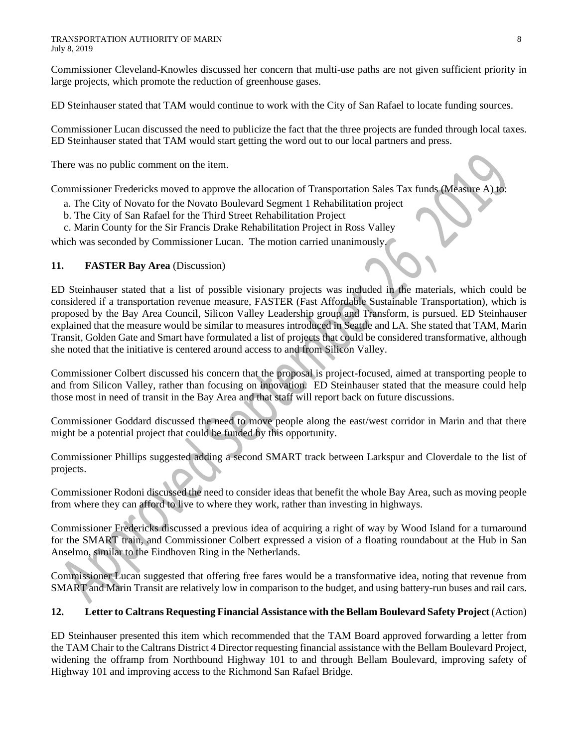Commissioner Cleveland-Knowles discussed her concern that multi-use paths are not given sufficient priority in large projects, which promote the reduction of greenhouse gases.

ED Steinhauser stated that TAM would continue to work with the City of San Rafael to locate funding sources.

Commissioner Lucan discussed the need to publicize the fact that the three projects are funded through local taxes. ED Steinhauser stated that TAM would start getting the word out to our local partners and press.

There was no public comment on the item.

Commissioner Fredericks moved to approve the allocation of Transportation Sales Tax funds (Measure A) to:

a. The City of Novato for the Novato Boulevard Segment 1 Rehabilitation project
b. The City of San Rafael for the Third Street Rehabilitation Project
c. Marin County for the Sir Francis Drake Rehabilitation Project in Ross Valley

which was seconded by Commissioner Lucan. The motion carried unanimously.

## 11. **FASTER Bay Area** (Discussion)

ED Steinhauser stated that a list of possible visionary projects was included in the materials, which could be considered if a transportation revenue measure, FASTER (Fast Affordable Sustainable Transportation), which is proposed by the Bay Area Council, Silicon Valley Leadership group and Transform, is pursued. ED Steinhauser explained that the measure would be similar to measures introduced in Seattle and LA. She stated that TAM, Marin Transit, Golden Gate and Smart have formulated a list of projects that could be considered transformative, although she noted that the initiative is centered around access to and from Silicon Valley.

Commissioner Colbert discussed his concern that the proposal is project-focused, aimed at transporting people to and from Silicon Valley, rather than focusing on innovation. ED Steinhauser stated that the measure could help those most in need of transit in the Bay Area and that staff will report back on future discussions.

Commissioner Goddard discussed the need to move people along the east/west corridor in Marin and that there might be a potential project that could be funded by this opportunity.

Commissioner Phillips suggested adding a second SMART track between Larkspur and Cloverdale to the list of projects.

Commissioner Rodoni discussed the need to consider ideas that benefit the whole Bay Area, such as moving people from where they can afford to live to where they work, rather than investing in highways.

Commissioner Fredericks discussed a previous idea of acquiring a right of way by Wood Island for a turnaround for the SMART train, and Commissioner Colbert expressed a vision of a floating roundabout at the Hub in San Anselmo, similar to the Eindhoven Ring in the Netherlands.

Commissioner Lucan suggested that offering free fares would be a transformative idea, noting that revenue from SMART and Marin Transit are relatively low in comparison to the budget, and using battery-run buses and rail cars.

## 12. **Letter to Caltrans Requesting Financial Assistance with the Bellam Boulevard Safety Project** (Action)

ED Steinhauser presented this item which recommended that the TAM Board approved forwarding a letter from the TAM Chair to the Caltrans District 4 Director requesting financial assistance with the Bellam Boulevard Project, widening the offramp from Northbound Highway 101 to and through Bellam Boulevard, improving safety of Highway 101 and improving access to the Richmond San Rafael Bridge.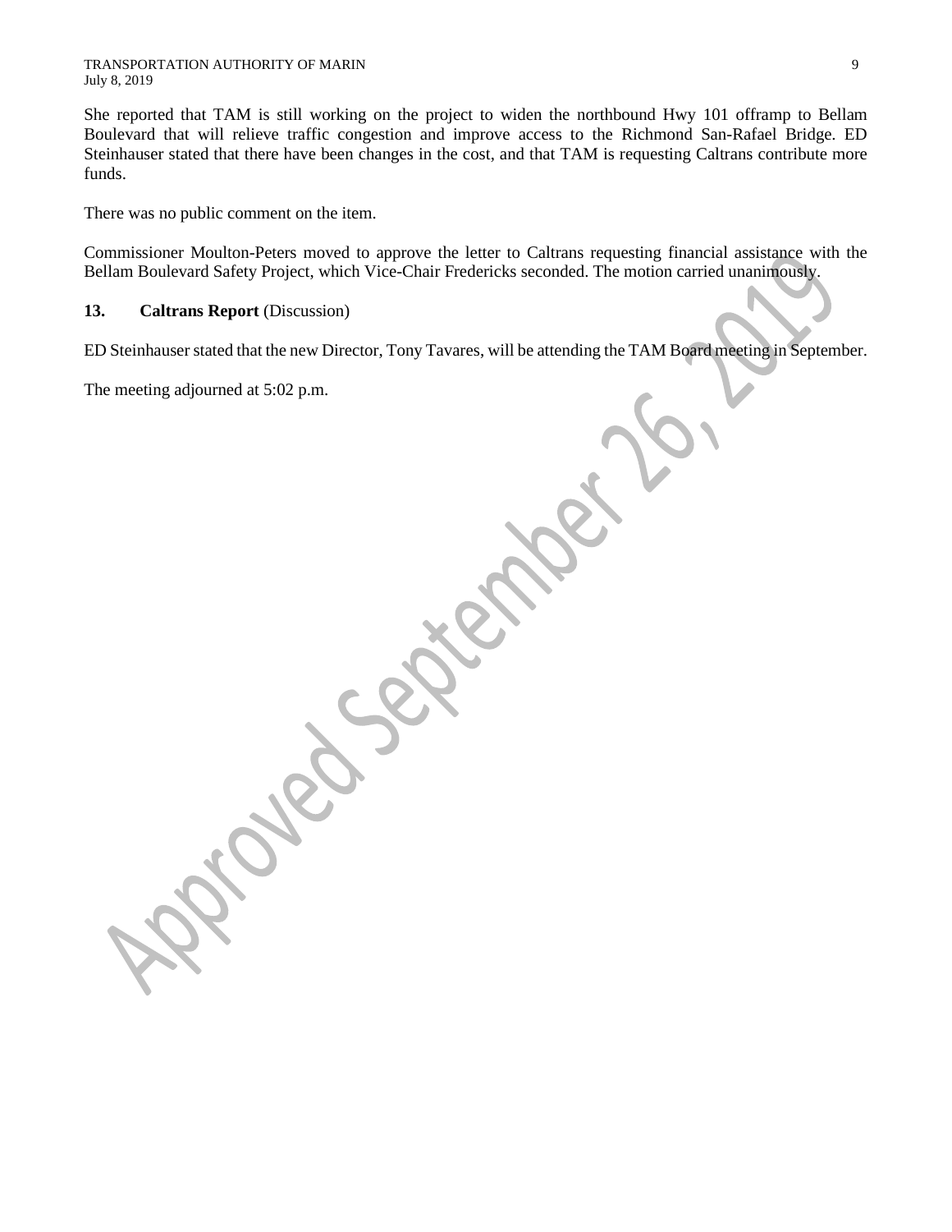She reported that TAM is still working on the project to widen the northbound Hwy 101 offramp to Bellam Boulevard that will relieve traffic congestion and improve access to the Richmond San-Rafael Bridge. ED Steinhauser stated that there have been changes in the cost, and that TAM is requesting Caltrans contribute more funds.

There was no public comment on the item.

Commissioner Moulton-Peters moved to approve the letter to Caltrans requesting financial assistance with the Bellam Boulevard Safety Project, which Vice-Chair Fredericks seconded. The motion carried unanimously.

**13. Caltrans Report** (Discussion)

ED Steinhauser stated that the new Director, Tony Tavares, will be attending the TAM Board meeting in September.

The meeting adjourned at 5:02 p.m.

Approved September 26, 2019